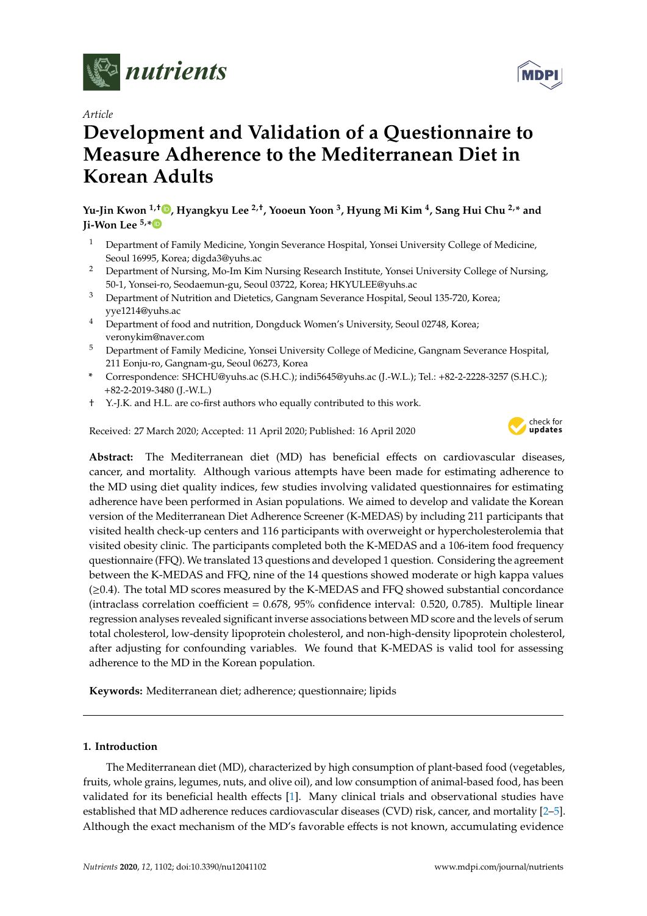*Article*

# Development and Validation of a Questionnaire to Measure Adherence to the Mediterranean Diet in Korean Adults

**Yu-Jin Kwon [1,†], Hyangkyu Lee [2,†], Yooeun Yoon [3], Hyung Mi Kim [4], Sang Hui Chu [2,*] and Ji-Won Lee [5,*]**

1. Department of Family Medicine, Yongin Severance Hospital, Yonsei University College of Medicine, Seoul 16995, Korea; digda3@yuhs.ac
2. Department of Nursing, Mo-Im Kim Nursing Research Institute, Yonsei University College of Nursing, 50-1, Yonsei-ro, Seodaemun-gu, Seoul 03722, Korea; HKYULEE@yuhs.ac
3. Department of Nutrition and Dietetics, Gangnam Severance Hospital, Seoul 135-720, Korea; yye1214@yuhs.ac
4. Department of food and nutrition, Dongduck Women's University, Seoul 02748, Korea; veronykim@naver.com
5. Department of Family Medicine, Yonsei University College of Medicine, Gangnam Severance Hospital, 211 Eonju-ro, Gangnam-gu, Seoul 06273, Korea

\* Correspondence: SHCHU@yuhs.ac (S.H.C.); indi5645@yuhs.ac (J.-W.L.); Tel.: +82-2-2228-3257 (S.H.C.); +82-2-2019-3480 (J.-W.L.)

† Y.-J.K. and H.L. are co-first authors who equally contributed to this work.

Received: 27 March 2020; Accepted: 11 April 2020; Published: 16 April 2020

**Abstract:** The Mediterranean diet (MD) has beneficial effects on cardiovascular diseases, cancer, and mortality. Although various attempts have been made for estimating adherence to the MD using diet quality indices, few studies involving validated questionnaires for estimating adherence have been performed in Asian populations. We aimed to develop and validate the Korean version of the Mediterranean Diet Adherence Screener (K-MEDAS) by including 211 participants that visited health check-up centers and 116 participants with overweight or hypercholesterolemia that visited obesity clinic. The participants completed both the K-MEDAS and a 106-item food frequency questionnaire (FFQ). We translated 13 questions and developed 1 question. Considering the agreement between the K-MEDAS and FFQ, nine of the 14 questions showed moderate or high kappa values ($\geq$0.4). The total MD scores measured by the K-MEDAS and FFQ showed substantial concordance (intraclass correlation coefficient = 0.678, 95% confidence interval: 0.520, 0.785). Multiple linear regression analyses revealed significant inverse associations between MD score and the levels of serum total cholesterol, low-density lipoprotein cholesterol, and non-high-density lipoprotein cholesterol, after adjusting for confounding variables. We found that K-MEDAS is valid tool for assessing adherence to the MD in the Korean population.

**Keywords:** Mediterranean diet; adherence; questionnaire; lipids

## 1. Introduction

The Mediterranean diet (MD), characterized by high consumption of plant-based food (vegetables, fruits, whole grains, legumes, nuts, and olive oil), and low consumption of animal-based food, has been validated for its beneficial health effects [1]. Many clinical trials and observational studies have established that MD adherence reduces cardiovascular diseases (CVD) risk, cancer, and mortality [2–5]. Although the exact mechanism of the MD's favorable effects is not known, accumulating evidence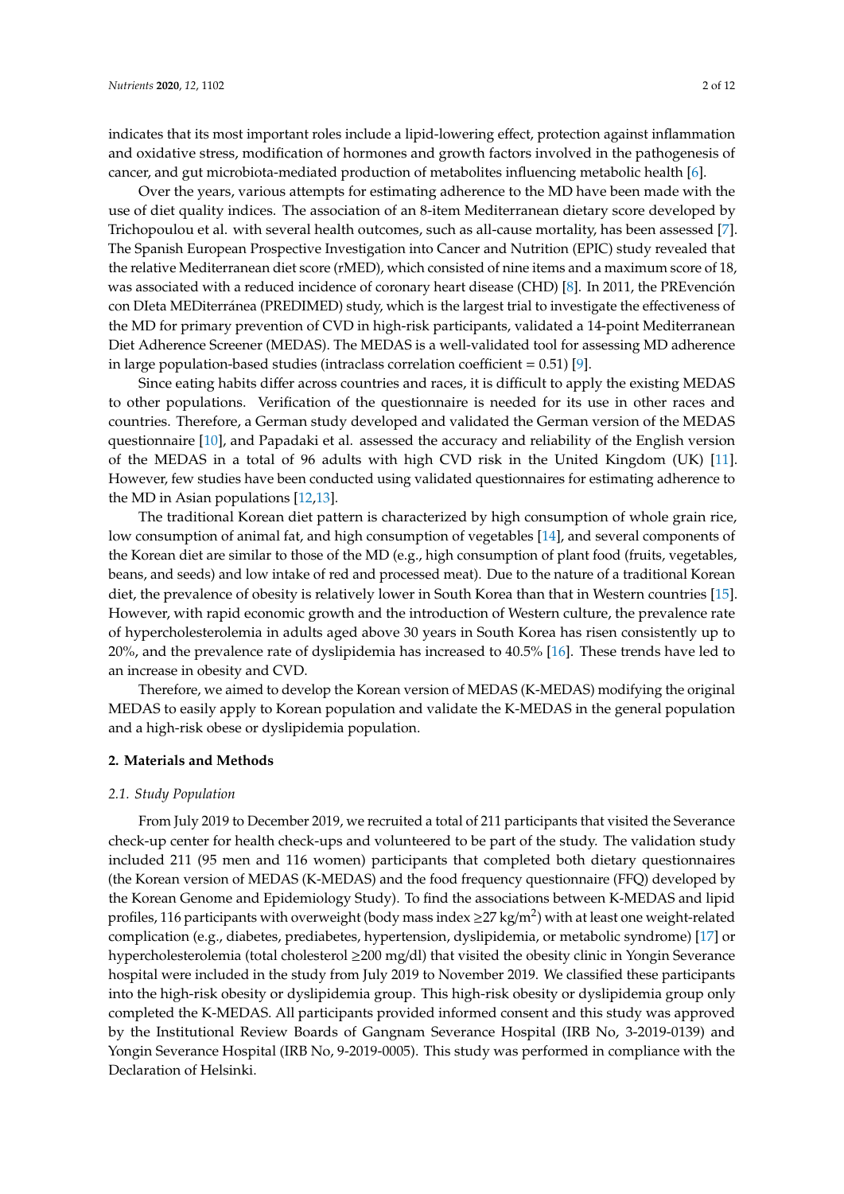indicates that its most important roles include a lipid-lowering effect, protection against inflammation and oxidative stress, modification of hormones and growth factors involved in the pathogenesis of cancer, and gut microbiota-mediated production of metabolites influencing metabolic health [6].

Over the years, various attempts for estimating adherence to the MD have been made with the use of diet quality indices. The association of an 8-item Mediterranean dietary score developed by Trichopoulou et al. with several health outcomes, such as all-cause mortality, has been assessed [7]. The Spanish European Prospective Investigation into Cancer and Nutrition (EPIC) study revealed that the relative Mediterranean diet score (rMED), which consisted of nine items and a maximum score of 18, was associated with a reduced incidence of coronary heart disease (CHD) [8]. In 2011, the PREvención con DIeta MEDiterránea (PREDIMED) study, which is the largest trial to investigate the effectiveness of the MD for primary prevention of CVD in high-risk participants, validated a 14-point Mediterranean Diet Adherence Screener (MEDAS). The MEDAS is a well-validated tool for assessing MD adherence in large population-based studies (intraclass correlation coefficient = 0.51) [9].

Since eating habits differ across countries and races, it is difficult to apply the existing MEDAS to other populations. Verification of the questionnaire is needed for its use in other races and countries. Therefore, a German study developed and validated the German version of the MEDAS questionnaire [10], and Papadaki et al. assessed the accuracy and reliability of the English version of the MEDAS in a total of 96 adults with high CVD risk in the United Kingdom (UK) [11]. However, few studies have been conducted using validated questionnaires for estimating adherence to the MD in Asian populations [12,13].

The traditional Korean diet pattern is characterized by high consumption of whole grain rice, low consumption of animal fat, and high consumption of vegetables [14], and several components of the Korean diet are similar to those of the MD (e.g., high consumption of plant food (fruits, vegetables, beans, and seeds) and low intake of red and processed meat). Due to the nature of a traditional Korean diet, the prevalence of obesity is relatively lower in South Korea than that in Western countries [15]. However, with rapid economic growth and the introduction of Western culture, the prevalence rate of hypercholesterolemia in adults aged above 30 years in South Korea has risen consistently up to 20%, and the prevalence rate of dyslipidemia has increased to 40.5% [16]. These trends have led to an increase in obesity and CVD.

Therefore, we aimed to develop the Korean version of MEDAS (K-MEDAS) modifying the original MEDAS to easily apply to Korean population and validate the K-MEDAS in the general population and a high-risk obese or dyslipidemia population.

## 2. Materials and Methods

### 2.1. Study Population

From July 2019 to December 2019, we recruited a total of 211 participants that visited the Severance check-up center for health check-ups and volunteered to be part of the study. The validation study included 211 (95 men and 116 women) participants that completed both dietary questionnaires (the Korean version of MEDAS (K-MEDAS) and the food frequency questionnaire (FFQ) developed by the Korean Genome and Epidemiology Study). To find the associations between K-MEDAS and lipid profiles, 116 participants with overweight (body mass index ≥27 kg/m$^2$) with at least one weight-related complication (e.g., diabetes, prediabetes, hypertension, dyslipidemia, or metabolic syndrome) [17] or hypercholesterolemia (total cholesterol ≥200 mg/dl) that visited the obesity clinic in Yongin Severance hospital were included in the study from July 2019 to November 2019. We classified these participants into the high-risk obesity or dyslipidemia group. This high-risk obesity or dyslipidemia group only completed the K-MEDAS. All participants provided informed consent and this study was approved by the Institutional Review Boards of Gangnam Severance Hospital (IRB No, 3-2019-0139) and Yongin Severance Hospital (IRB No, 9-2019-0005). This study was performed in compliance with the Declaration of Helsinki.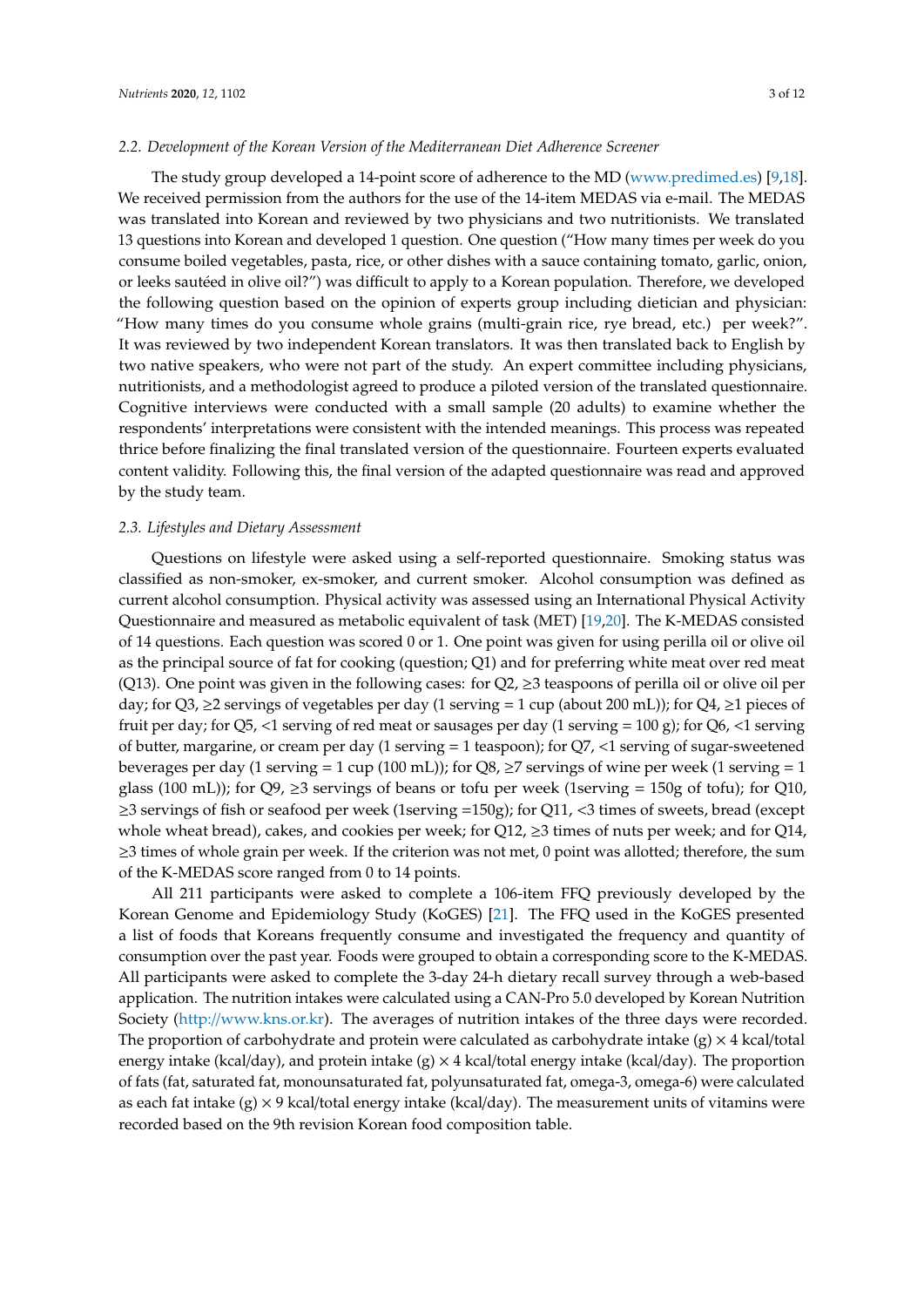### 2.2. Development of the Korean Version of the Mediterranean Diet Adherence Screener

The study group developed a 14-point score of adherence to the MD (www.predimed.es) [9,18]. We received permission from the authors for the use of the 14-item MEDAS via e-mail. The MEDAS was translated into Korean and reviewed by two physicians and two nutritionists. We translated 13 questions into Korean and developed 1 question. One question ("How many times per week do you consume boiled vegetables, pasta, rice, or other dishes with a sauce containing tomato, garlic, onion, or leeks sautéed in olive oil?") was difficult to apply to a Korean population. Therefore, we developed the following question based on the opinion of experts group including dietician and physician: "How many times do you consume whole grains (multi-grain rice, rye bread, etc.) per week?". It was reviewed by two independent Korean translators. It was then translated back to English by two native speakers, who were not part of the study. An expert committee including physicians, nutritionists, and a methodologist agreed to produce a piloted version of the translated questionnaire. Cognitive interviews were conducted with a small sample (20 adults) to examine whether the respondents' interpretations were consistent with the intended meanings. This process was repeated thrice before finalizing the final translated version of the questionnaire. Fourteen experts evaluated content validity. Following this, the final version of the adapted questionnaire was read and approved by the study team.

### 2.3. Lifestyles and Dietary Assessment

Questions on lifestyle were asked using a self-reported questionnaire. Smoking status was classified as non-smoker, ex-smoker, and current smoker. Alcohol consumption was defined as current alcohol consumption. Physical activity was assessed using an International Physical Activity Questionnaire and measured as metabolic equivalent of task (MET) [19,20]. The K-MEDAS consisted of 14 questions. Each question was scored 0 or 1. One point was given for using perilla oil or olive oil as the principal source of fat for cooking (question; Q1) and for preferring white meat over red meat (Q13). One point was given in the following cases: for Q2, ≥3 teaspoons of perilla oil or olive oil per day; for Q3, ≥2 servings of vegetables per day (1 serving = 1 cup (about 200 mL)); for Q4, ≥1 pieces of fruit per day; for Q5, <1 serving of red meat or sausages per day (1 serving = 100 g); for Q6, <1 serving of butter, margarine, or cream per day (1 serving = 1 teaspoon); for Q7, <1 serving of sugar-sweetened beverages per day (1 serving = 1 cup (100 mL)); for Q8, ≥7 servings of wine per week (1 serving = 1 glass (100 mL)); for Q9, ≥3 servings of beans or tofu per week (1serving = 150g of tofu); for Q10, ≥3 servings of fish or seafood per week (1serving =150g); for Q11, <3 times of sweets, bread (except whole wheat bread), cakes, and cookies per week; for Q12, ≥3 times of nuts per week; and for Q14, ≥3 times of whole grain per week. If the criterion was not met, 0 point was allotted; therefore, the sum of the K-MEDAS score ranged from 0 to 14 points.

All 211 participants were asked to complete a 106-item FFQ previously developed by the Korean Genome and Epidemiology Study (KoGES) [21]. The FFQ used in the KoGES presented a list of foods that Koreans frequently consume and investigated the frequency and quantity of consumption over the past year. Foods were grouped to obtain a corresponding score to the K-MEDAS. All participants were asked to complete the 3-day 24-h dietary recall survey through a web-based application. The nutrition intakes were calculated using a CAN-Pro 5.0 developed by Korean Nutrition Society (http://www.kns.or.kr). The averages of nutrition intakes of the three days were recorded. The proportion of carbohydrate and protein were calculated as carbohydrate intake (g) × 4 kcal/total energy intake (kcal/day), and protein intake (g) × 4 kcal/total energy intake (kcal/day). The proportion of fats (fat, saturated fat, monounsaturated fat, polyunsaturated fat, omega-3, omega-6) were calculated as each fat intake (g) × 9 kcal/total energy intake (kcal/day). The measurement units of vitamins were recorded based on the 9th revision Korean food composition table.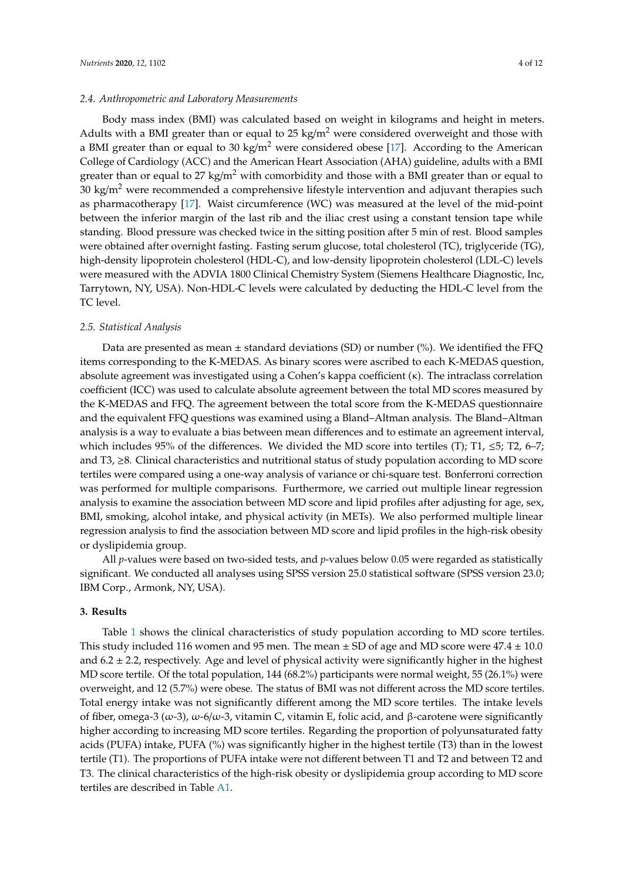### 2.4. Anthropometric and Laboratory Measurements

Body mass index (BMI) was calculated based on weight in kilograms and height in meters. Adults with a BMI greater than or equal to 25 kg/m$^2$ were considered overweight and those with a BMI greater than or equal to 30 kg/m$^2$ were considered obese [17]. According to the American College of Cardiology (ACC) and the American Heart Association (AHA) guideline, adults with a BMI greater than or equal to 27 kg/m$^2$ with comorbidity and those with a BMI greater than or equal to 30 kg/m$^2$ were recommended a comprehensive lifestyle intervention and adjuvant therapies such as pharmacotherapy [17]. Waist circumference (WC) was measured at the level of the mid-point between the inferior margin of the last rib and the iliac crest using a constant tension tape while standing. Blood pressure was checked twice in the sitting position after 5 min of rest. Blood samples were obtained after overnight fasting. Fasting serum glucose, total cholesterol (TC), triglyceride (TG), high-density lipoprotein cholesterol (HDL-C), and low-density lipoprotein cholesterol (LDL-C) levels were measured with the ADVIA 1800 Clinical Chemistry System (Siemens Healthcare Diagnostic, Inc, Tarrytown, NY, USA). Non-HDL-C levels were calculated by deducting the HDL-C level from the TC level.

### 2.5. Statistical Analysis

Data are presented as mean ± standard deviations (SD) or number (%). We identified the FFQ items corresponding to the K-MEDAS. As binary scores were ascribed to each K-MEDAS question, absolute agreement was investigated using a Cohen's kappa coefficient ($\kappa$). The intraclass correlation coefficient (ICC) was used to calculate absolute agreement between the total MD scores measured by the K-MEDAS and FFQ. The agreement between the total score from the K-MEDAS questionnaire and the equivalent FFQ questions was examined using a Bland–Altman analysis. The Bland–Altman analysis is a way to evaluate a bias between mean differences and to estimate an agreement interval, which includes 95% of the differences. We divided the MD score into tertiles (T); T1, ≤5; T2, 6–7; and T3, ≥8. Clinical characteristics and nutritional status of study population according to MD score tertiles were compared using a one-way analysis of variance or chi-square test. Bonferroni correction was performed for multiple comparisons. Furthermore, we carried out multiple linear regression analysis to examine the association between MD score and lipid profiles after adjusting for age, sex, BMI, smoking, alcohol intake, and physical activity (in METs). We also performed multiple linear regression analysis to find the association between MD score and lipid profiles in the high-risk obesity or dyslipidemia group.

All *p*-values were based on two-sided tests, and *p*-values below 0.05 were regarded as statistically significant. We conducted all analyses using SPSS version 25.0 statistical software (SPSS version 23.0; IBM Corp., Armonk, NY, USA).

## 3. Results

Table 1 shows the clinical characteristics of study population according to MD score tertiles. This study included 116 women and 95 men. The mean ± SD of age and MD score were 47.4 ± 10.0 and 6.2 ± 2.2, respectively. Age and level of physical activity were significantly higher in the highest MD score tertile. Of the total population, 144 (68.2%) participants were normal weight, 55 (26.1%) were overweight, and 12 (5.7%) were obese. The status of BMI was not different across the MD score tertiles. Total energy intake was not significantly different among the MD score tertiles. The intake levels of fiber, omega-3 ($\omega$-3), $\omega$-6/$\omega$-3, vitamin C, vitamin E, folic acid, and $\beta$-carotene were significantly higher according to increasing MD score tertiles. Regarding the proportion of polyunsaturated fatty acids (PUFA) intake, PUFA (%) was significantly higher in the highest tertile (T3) than in the lowest tertile (T1). The proportions of PUFA intake were not different between T1 and T2 and between T2 and T3. The clinical characteristics of the high-risk obesity or dyslipidemia group according to MD score tertiles are described in Table A1.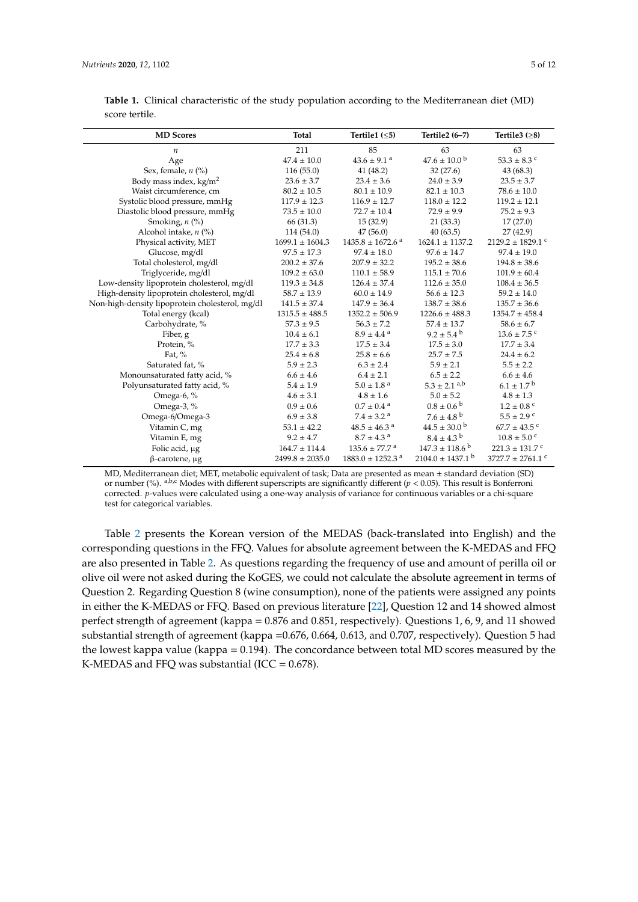**Table 1.** Clinical characteristic of the study population according to the Mediterranean diet (MD) score tertile.

| MD Scores | Total | Tertile1 (≤5) | Tertile2 (6–7) | Tertile3 (≥8) |
|---|---|---|---|---|
| *n* | 211 | 85 | 63 | 63 |
| Age | 47.4 ± 10.0 | 43.6 ± 9.1 [a] | 47.6 ± 10.0 [b] | 53.3 ± 8.3 [c] |
| Sex, female, *n* (%) | 116 (55.0) | 41 (48.2) | 32 (27.6) | 43 (68.3) |
| Body mass index, kg/m$^2$ | 23.6 ± 3.7 | 23.4 ± 3.6 | 24.0 ± 3.9 | 23.5 ± 3.7 |
| Waist circumference, cm | 80.2 ± 10.5 | 80.1 ± 10.9 | 82.1 ± 10.3 | 78.6 ± 10.0 |
| Systolic blood pressure, mmHg | 117.9 ± 12.3 | 116.9 ± 12.7 | 118.0 ± 12.2 | 119.2 ± 12.1 |
| Diastolic blood pressure, mmHg | 73.5 ± 10.0 | 72.7 ± 10.4 | 72.9 ± 9.9 | 75.2 ± 9.3 |
| Smoking, *n* (%) | 66 (31.3) | 15 (32.9) | 21 (33.3) | 17 (27.0) |
| Alcohol intake, *n* (%) | 114 (54.0) | 47 (56.0) | 40 (63.5) | 27 (42.9) |
| Physical activity, MET | 1699.1 ± 1604.3 | 1435.8 ± 1672.6 [a] | 1624.1 ± 1137.2 | 2129.2 ± 1829.1 [c] |
| Glucose, mg/dl | 97.5 ± 17.3 | 97.4 ± 18.0 | 97.6 ± 14.7 | 97.4 ± 19.0 |
| Total cholesterol, mg/dl | 200.2 ± 37.6 | 207.9 ± 32.2 | 195.2 ± 38.6 | 194.8 ± 38.6 |
| Triglyceride, mg/dl | 109.2 ± 63.0 | 110.1 ± 58.9 | 115.1 ± 70.6 | 101.9 ± 60.4 |
| Low-density lipoprotein cholesterol, mg/dl | 119.3 ± 34.8 | 126.4 ± 37.4 | 112.6 ± 35.0 | 108.4 ± 36.5 |
| High-density lipoprotein cholesterol, mg/dl | 58.7 ± 13.9 | 60.0 ± 14.9 | 56.6 ± 12.3 | 59.2 ± 14.0 |
| Non-high-density lipoprotein cholesterol, mg/dl | 141.5 ± 37.4 | 147.9 ± 36.4 | 138.7 ± 38.6 | 135.7 ± 36.6 |
| Total energy (kcal) | 1315.5 ± 488.5 | 1352.2 ± 506.9 | 1226.6 ± 488.3 | 1354.7 ± 458.4 |
| Carbohydrate, % | 57.3 ± 9.5 | 56.3 ± 7.2 | 57.4 ± 13.7 | 58.6 ± 6.7 |
| Fiber, g | 10.4 ± 6.1 | 8.9 ± 4.4 [a] | 9.2 ± 5.4 [b] | 13.6 ± 7.5 [c] |
| Protein, % | 17.7 ± 3.3 | 17.5 ± 3.4 | 17.5 ± 3.0 | 17.7 ± 3.4 |
| Fat, % | 25.4 ± 6.8 | 25.8 ± 6.6 | 25.7 ± 7.5 | 24.4 ± 6.2 |
| Saturated fat, % | 5.9 ± 2.3 | 6.3 ± 2.4 | 5.9 ± 2.1 | 5.5 ± 2.2 |
| Monounsaturated fatty acid, % | 6.6 ± 4.6 | 6.4 ± 2.1 | 6.5 ± 2.2 | 6.6 ± 4.6 |
| Polyunsaturated fatty acid, % | 5.4 ± 1.9 | 5.0 ± 1.8 [a] | 5.3 ± 2.1 [a,b] | 6.1 ± 1.7 [b] |
| Omega-6, % | 4.6 ± 3.1 | 4.8 ± 1.6 | 5.0 ± 5.2 | 4.8 ± 1.3 |
| Omega-3, % | 0.9 ± 0.6 | 0.7 ± 0.4 [a] | 0.8 ± 0.6 [b] | 1.2 ± 0.8 [c] |
| Omega-6/Omega-3 | 6.9 ± 3.8 | 7.4 ± 3.2 [a] | 7.6 ± 4.8 [b] | 5.5 ± 2.9 [c] |
| Vitamin C, mg | 53.1 ± 42.2 | 48.5 ± 46.3 [a] | 44.5 ± 30.0 [b] | 67.7 ± 43.5 [c] |
| Vitamin E, mg | 9.2 ± 4.7 | 8.7 ± 4.3 [a] | 8.4 ± 4.3 [b] | 10.8 ± 5.0 [c] |
| Folic acid, μg | 164.7 ± 114.4 | 135.6 ± 77.7 [a] | 147.3 ± 118.6 [b] | 221.3 ± 131.7 [c] |
| β-carotene, μg | 2499.8 ± 2035.0 | 1883.0 ± 1252.3 [a] | 2104.0 ± 1437.1 [b] | 3727.7 ± 2761.1 [c] |

MD, Mediterranean diet; MET, metabolic equivalent of task; Data are presented as mean ± standard deviation (SD) or number (%). [a,b,c] Modes with different superscripts are significantly different ($p < 0.05$). This result is Bonferroni corrected. *p*-values were calculated using a one-way analysis of variance for continuous variables or a chi-square test for categorical variables.

Table 2 presents the Korean version of the MEDAS (back-translated into English) and the corresponding questions in the FFQ. Values for absolute agreement between the K-MEDAS and FFQ are also presented in Table 2. As questions regarding the frequency of use and amount of perilla oil or olive oil were not asked during the KoGES, we could not calculate the absolute agreement in terms of Question 2. Regarding Question 8 (wine consumption), none of the patients were assigned any points in either the K-MEDAS or FFQ. Based on previous literature [22], Question 12 and 14 showed almost perfect strength of agreement (kappa = 0.876 and 0.851, respectively). Questions 1, 6, 9, and 11 showed substantial strength of agreement (kappa =0.676, 0.664, 0.613, and 0.707, respectively). Question 5 had the lowest kappa value (kappa = 0.194). The concordance between total MD scores measured by the K-MEDAS and FFQ was substantial (ICC = 0.678).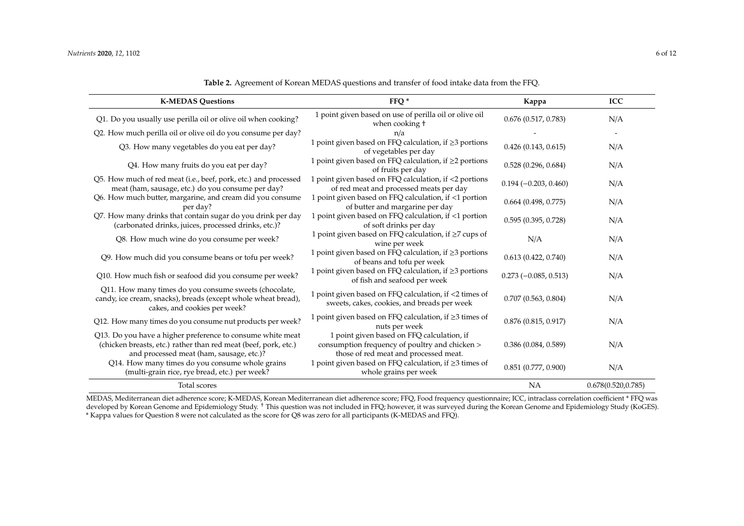**Table 2.** Agreement of Korean MEDAS questions and transfer of food intake data from the FFQ.

| K-MEDAS Questions | FFQ * | Kappa | ICC |
|---|---|---|---|
| Q1. Do you usually use perilla oil or olive oil when cooking? | 1 point given based on use of perilla oil or olive oil when cooking † | 0.676 (0.517, 0.783) | N/A |
| Q2. How much perilla oil or olive oil do you consume per day? | n/a | - | - |
| Q3. How many vegetables do you eat per day? | 1 point given based on FFQ calculation, if ≥3 portions of vegetables per day | 0.426 (0.143, 0.615) | N/A |
| Q4. How many fruits do you eat per day? | 1 point given based on FFQ calculation, if ≥2 portions of fruits per day | 0.528 (0.296, 0.684) | N/A |
| Q5. How much of red meat (i.e., beef, pork, etc.) and processed meat (ham, sausage, etc.) do you consume per day? | 1 point given based on FFQ calculation, if <2 portions of red meat and processed meats per day | 0.194 (−0.203, 0.460) | N/A |
| Q6. How much butter, margarine, and cream did you consume per day? | 1 point given based on FFQ calculation, if <1 portion of butter and margarine per day | 0.664 (0.498, 0.775) | N/A |
| Q7. How many drinks that contain sugar do you drink per day (carbonated drinks, juices, processed drinks, etc.)? | 1 point given based on FFQ calculation, if <1 portion of soft drinks per day | 0.595 (0.395, 0.728) | N/A |
| Q8. How much wine do you consume per week? | 1 point given based on FFQ calculation, if ≥7 cups of wine per week | N/A | N/A |
| Q9. How much did you consume beans or tofu per week? | 1 point given based on FFQ calculation, if ≥3 portions of beans and tofu per week | 0.613 (0.422, 0.740) | N/A |
| Q10. How much fish or seafood did you consume per week? | 1 point given based on FFQ calculation, if ≥3 portions of fish and seafood per week | 0.273 (−0.085, 0.513) | N/A |
| Q11. How many times do you consume sweets (chocolate, candy, ice cream, snacks), breads (except whole wheat bread), cakes, and cookies per week? | 1 point given based on FFQ calculation, if <2 times of sweets, cakes, cookies, and breads per week | 0.707 (0.563, 0.804) | N/A |
| Q12. How many times do you consume nut products per week? | 1 point given based on FFQ calculation, if ≥3 times of nuts per week | 0.876 (0.815, 0.917) | N/A |
| Q13. Do you have a higher preference to consume white meat (chicken breasts, etc.) rather than red meat (beef, pork, etc.) and processed meat (ham, sausage, etc.)? | 1 point given based on FFQ calculation, if consumption frequency of poultry and chicken > those of red meat and processed meat. | 0.386 (0.084, 0.589) | N/A |
| Q14. How many times do you consume whole grains (multi-grain rice, rye bread, etc.) per week? | 1 point given based on FFQ calculation, if ≥3 times of whole grains per week | 0.851 (0.777, 0.900) | N/A |
| Total scores | | NA | 0.678(0.520,0.785) |

MEDAS, Mediterranean diet adherence score; K-MEDAS, Korean Mediterranean diet adherence score; FFQ, Food frequency questionnaire; ICC, intraclass correlation coefficient * FFQ was developed by Korean Genome and Epidemiology Study. † This question was not included in FFQ; however, it was surveyed during the Korean Genome and Epidemiology Study (KoGES). * Kappa values for Question 8 were not calculated as the score for Q8 was zero for all participants (K-MEDAS and FFQ).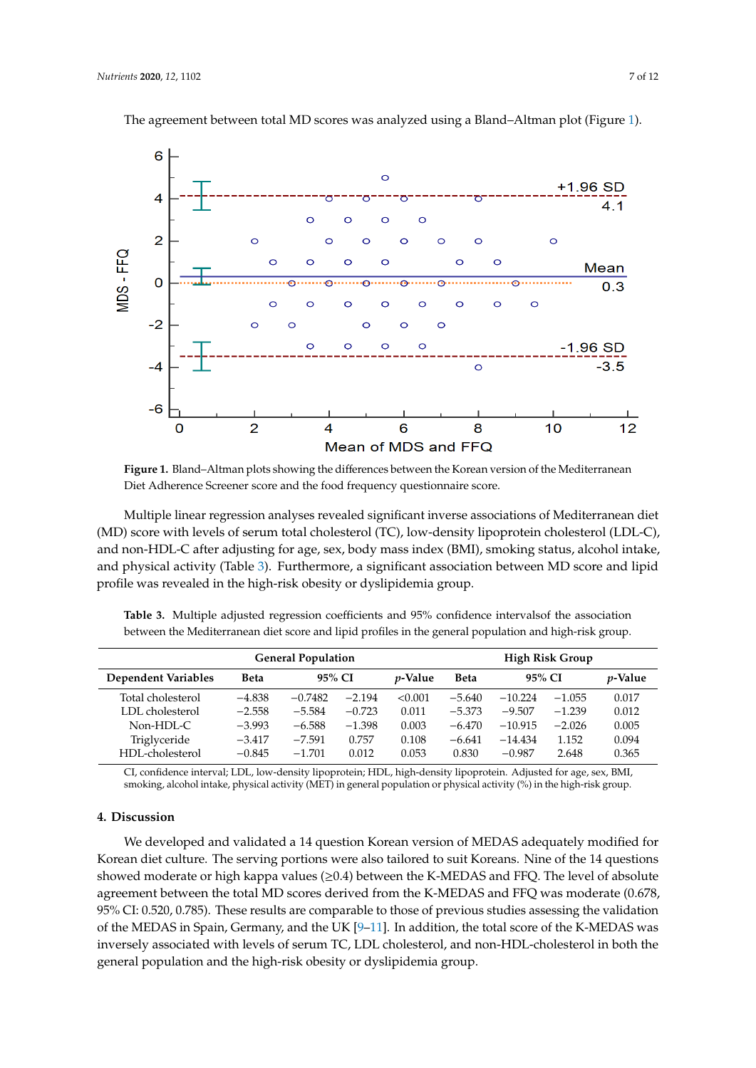The agreement between total MD scores was analyzed using a Bland–Altman plot (Figure 1).

**Figure 1.** Bland–Altman plots showing the differences between the Korean version of the Mediterranean Diet Adherence Screener score and the food frequency questionnaire score.

Multiple linear regression analyses revealed significant inverse associations of Mediterranean diet (MD) score with levels of serum total cholesterol (TC), low-density lipoprotein cholesterol (LDL-C), and non-HDL-C after adjusting for age, sex, body mass index (BMI), smoking status, alcohol intake, and physical activity (Table 3). Furthermore, a significant association between MD score and lipid profile was revealed in the high-risk obesity or dyslipidemia group.

**Table 3.** Multiple adjusted regression coefficients and 95% confidence intervalsof the association between the Mediterranean diet score and lipid profiles in the general population and high-risk group.

| | General Population | | | | High Risk Group | | | |
|---|---|---|---|---|---|---|---|---|
| **Dependent Variables** | **Beta** | **95% CI** | | ***p*-Value** | **Beta** | **95% CI** | | ***p*-Value** |
| Total cholesterol | −4.838 | −0.7482 | −2.194 | <0.001 | −5.640 | −10.224 | −1.055 | 0.017 |
| LDL cholesterol | −2.558 | −5.584 | −0.723 | 0.011 | −5.373 | −9.507 | −1.239 | 0.012 |
| Non-HDL-C | −3.993 | −6.588 | −1.398 | 0.003 | −6.470 | −10.915 | −2.026 | 0.005 |
| Triglyceride | −3.417 | −7.591 | 0.757 | 0.108 | −6.641 | −14.434 | 1.152 | 0.094 |
| HDL-cholesterol | −0.845 | −1.701 | 0.012 | 0.053 | 0.830 | −0.987 | 2.648 | 0.365 |

CI, confidence interval; LDL, low-density lipoprotein; HDL, high-density lipoprotein. Adjusted for age, sex, BMI, smoking, alcohol intake, physical activity (MET) in general population or physical activity (%) in the high-risk group.

## 4. Discussion

We developed and validated a 14 question Korean version of MEDAS adequately modified for Korean diet culture. The serving portions were also tailored to suit Koreans. Nine of the 14 questions showed moderate or high kappa values (≥0.4) between the K-MEDAS and FFQ. The level of absolute agreement between the total MD scores derived from the K-MEDAS and FFQ was moderate (0.678, 95% CI: 0.520, 0.785). These results are comparable to those of previous studies assessing the validation of the MEDAS in Spain, Germany, and the UK [9–11]. In addition, the total score of the K-MEDAS was inversely associated with levels of serum TC, LDL cholesterol, and non-HDL-cholesterol in both the general population and the high-risk obesity or dyslipidemia group.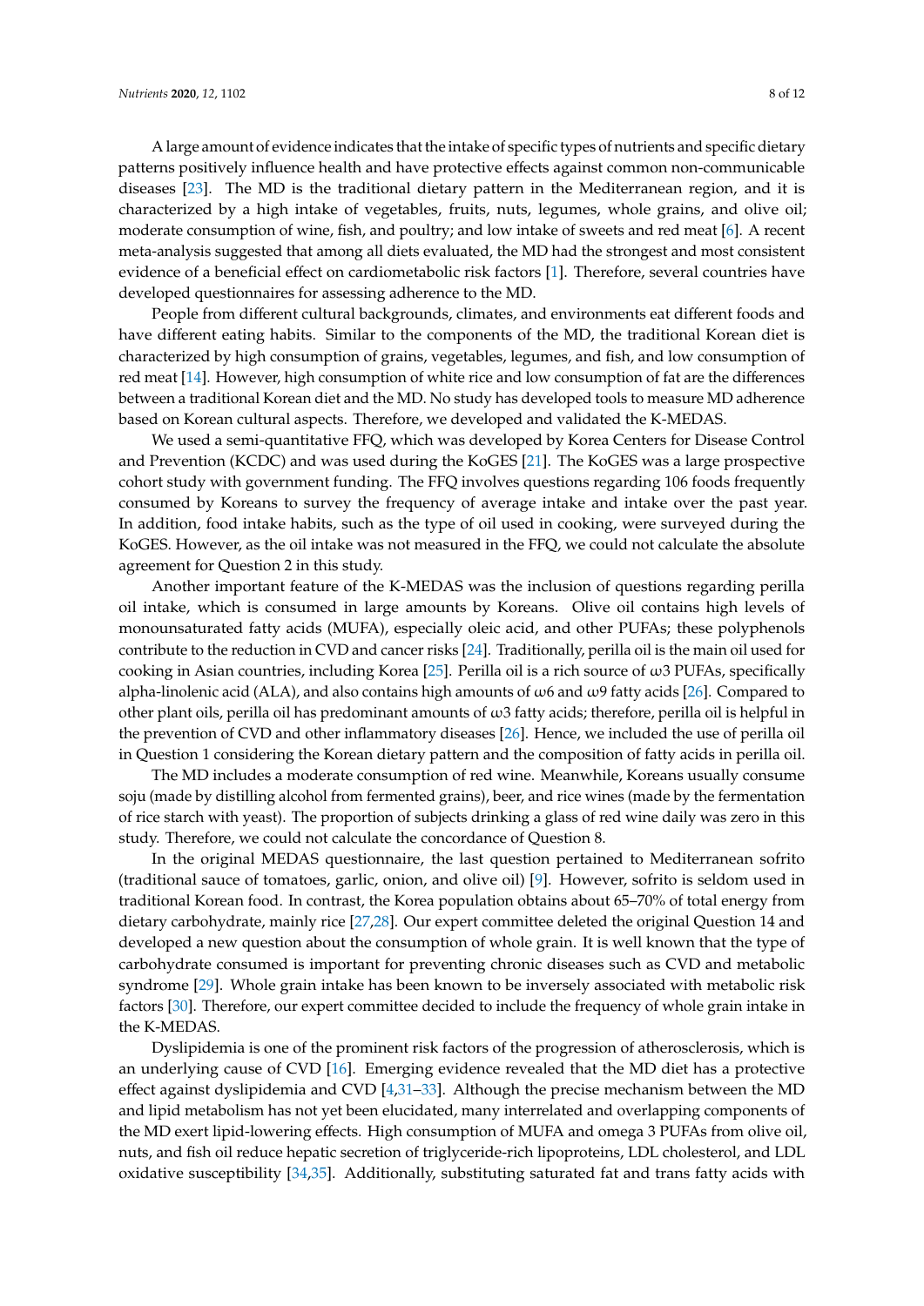A large amount of evidence indicates that the intake of specific types of nutrients and specific dietary patterns positively influence health and have protective effects against common non-communicable diseases [23]. The MD is the traditional dietary pattern in the Mediterranean region, and it is characterized by a high intake of vegetables, fruits, nuts, legumes, whole grains, and olive oil; moderate consumption of wine, fish, and poultry; and low intake of sweets and red meat [6]. A recent meta-analysis suggested that among all diets evaluated, the MD had the strongest and most consistent evidence of a beneficial effect on cardiometabolic risk factors [1]. Therefore, several countries have developed questionnaires for assessing adherence to the MD.

People from different cultural backgrounds, climates, and environments eat different foods and have different eating habits. Similar to the components of the MD, the traditional Korean diet is characterized by high consumption of grains, vegetables, legumes, and fish, and low consumption of red meat [14]. However, high consumption of white rice and low consumption of fat are the differences between a traditional Korean diet and the MD. No study has developed tools to measure MD adherence based on Korean cultural aspects. Therefore, we developed and validated the K-MEDAS.

We used a semi-quantitative FFQ, which was developed by Korea Centers for Disease Control and Prevention (KCDC) and was used during the KoGES [21]. The KoGES was a large prospective cohort study with government funding. The FFQ involves questions regarding 106 foods frequently consumed by Koreans to survey the frequency of average intake and intake over the past year. In addition, food intake habits, such as the type of oil used in cooking, were surveyed during the KoGES. However, as the oil intake was not measured in the FFQ, we could not calculate the absolute agreement for Question 2 in this study.

Another important feature of the K-MEDAS was the inclusion of questions regarding perilla oil intake, which is consumed in large amounts by Koreans. Olive oil contains high levels of monounsaturated fatty acids (MUFA), especially oleic acid, and other PUFAs; these polyphenols contribute to the reduction in CVD and cancer risks [24]. Traditionally, perilla oil is the main oil used for cooking in Asian countries, including Korea [25]. Perilla oil is a rich source of ω3 PUFAs, specifically alpha-linolenic acid (ALA), and also contains high amounts of ω6 and ω9 fatty acids [26]. Compared to other plant oils, perilla oil has predominant amounts of ω3 fatty acids; therefore, perilla oil is helpful in the prevention of CVD and other inflammatory diseases [26]. Hence, we included the use of perilla oil in Question 1 considering the Korean dietary pattern and the composition of fatty acids in perilla oil.

The MD includes a moderate consumption of red wine. Meanwhile, Koreans usually consume soju (made by distilling alcohol from fermented grains), beer, and rice wines (made by the fermentation of rice starch with yeast). The proportion of subjects drinking a glass of red wine daily was zero in this study. Therefore, we could not calculate the concordance of Question 8.

In the original MEDAS questionnaire, the last question pertained to Mediterranean sofrito (traditional sauce of tomatoes, garlic, onion, and olive oil) [9]. However, sofrito is seldom used in traditional Korean food. In contrast, the Korea population obtains about 65–70% of total energy from dietary carbohydrate, mainly rice [27,28]. Our expert committee deleted the original Question 14 and developed a new question about the consumption of whole grain. It is well known that the type of carbohydrate consumed is important for preventing chronic diseases such as CVD and metabolic syndrome [29]. Whole grain intake has been known to be inversely associated with metabolic risk factors [30]. Therefore, our expert committee decided to include the frequency of whole grain intake in the K-MEDAS.

Dyslipidemia is one of the prominent risk factors of the progression of atherosclerosis, which is an underlying cause of CVD [16]. Emerging evidence revealed that the MD diet has a protective effect against dyslipidemia and CVD [4,31–33]. Although the precise mechanism between the MD and lipid metabolism has not yet been elucidated, many interrelated and overlapping components of the MD exert lipid-lowering effects. High consumption of MUFA and omega 3 PUFAs from olive oil, nuts, and fish oil reduce hepatic secretion of triglyceride-rich lipoproteins, LDL cholesterol, and LDL oxidative susceptibility [34,35]. Additionally, substituting saturated fat and trans fatty acids with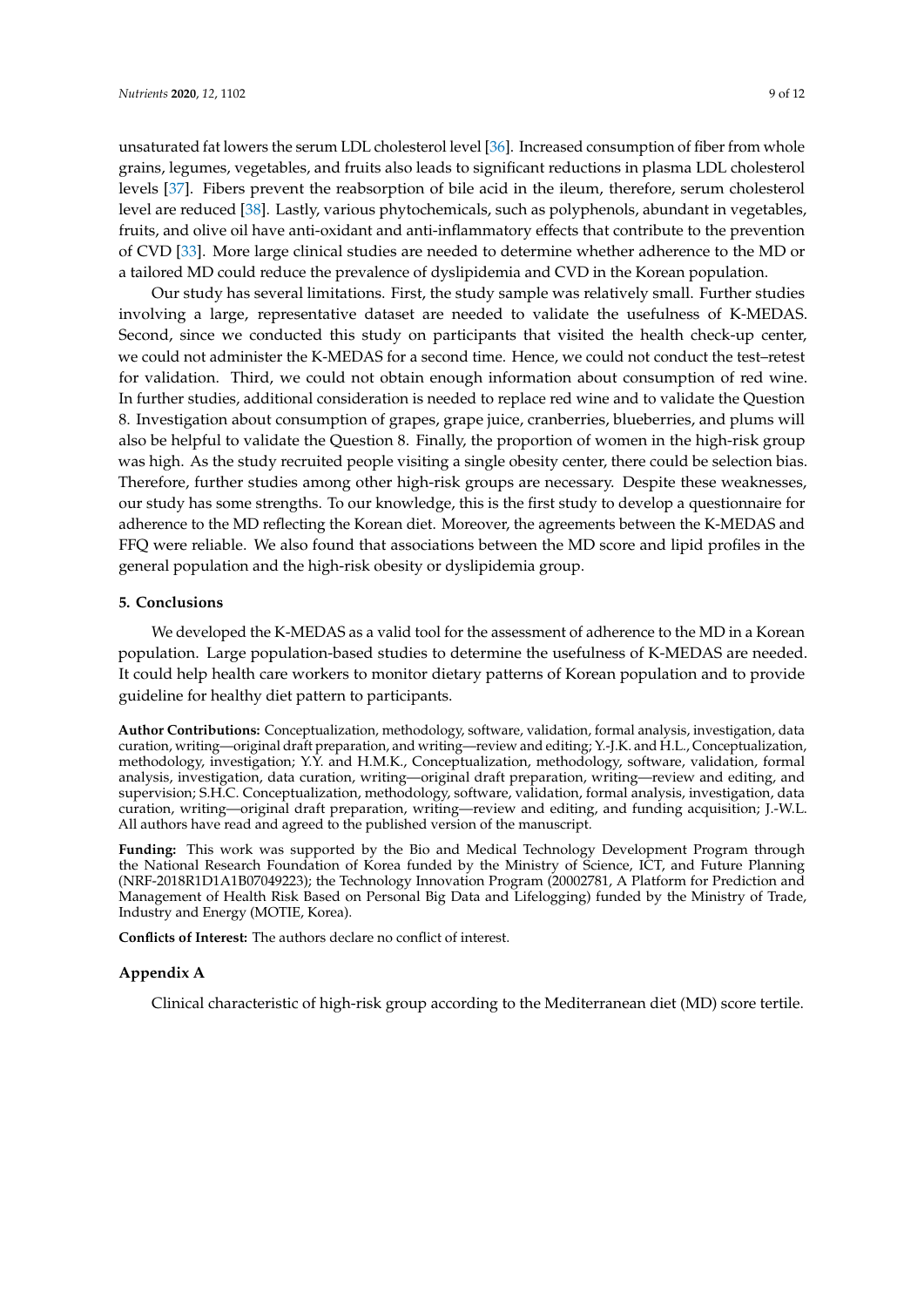unsaturated fat lowers the serum LDL cholesterol level [36]. Increased consumption of fiber from whole grains, legumes, vegetables, and fruits also leads to significant reductions in plasma LDL cholesterol levels [37]. Fibers prevent the reabsorption of bile acid in the ileum, therefore, serum cholesterol level are reduced [38]. Lastly, various phytochemicals, such as polyphenols, abundant in vegetables, fruits, and olive oil have anti-oxidant and anti-inflammatory effects that contribute to the prevention of CVD [33]. More large clinical studies are needed to determine whether adherence to the MD or a tailored MD could reduce the prevalence of dyslipidemia and CVD in the Korean population.

Our study has several limitations. First, the study sample was relatively small. Further studies involving a large, representative dataset are needed to validate the usefulness of K-MEDAS. Second, since we conducted this study on participants that visited the health check-up center, we could not administer the K-MEDAS for a second time. Hence, we could not conduct the test–retest for validation. Third, we could not obtain enough information about consumption of red wine. In further studies, additional consideration is needed to replace red wine and to validate the Question 8. Investigation about consumption of grapes, grape juice, cranberries, blueberries, and plums will also be helpful to validate the Question 8. Finally, the proportion of women in the high-risk group was high. As the study recruited people visiting a single obesity center, there could be selection bias. Therefore, further studies among other high-risk groups are necessary. Despite these weaknesses, our study has some strengths. To our knowledge, this is the first study to develop a questionnaire for adherence to the MD reflecting the Korean diet. Moreover, the agreements between the K-MEDAS and FFQ were reliable. We also found that associations between the MD score and lipid profiles in the general population and the high-risk obesity or dyslipidemia group.

## 5. Conclusions

We developed the K-MEDAS as a valid tool for the assessment of adherence to the MD in a Korean population. Large population-based studies to determine the usefulness of K-MEDAS are needed. It could help health care workers to monitor dietary patterns of Korean population and to provide guideline for healthy diet pattern to participants.

**Author Contributions:** Conceptualization, methodology, software, validation, formal analysis, investigation, data curation, writing—original draft preparation, and writing—review and editing; Y.-J.K. and H.L., Conceptualization, methodology, investigation; Y.Y. and H.M.K., Conceptualization, methodology, software, validation, formal analysis, investigation, data curation, writing—original draft preparation, writing—review and editing, and supervision; S.H.C. Conceptualization, methodology, software, validation, formal analysis, investigation, data curation, writing—original draft preparation, writing—review and editing, and funding acquisition; J.-W.L. All authors have read and agreed to the published version of the manuscript.

**Funding:** This work was supported by the Bio and Medical Technology Development Program through the National Research Foundation of Korea funded by the Ministry of Science, ICT, and Future Planning (NRF-2018R1D1A1B07049223); the Technology Innovation Program (20002781, A Platform for Prediction and Management of Health Risk Based on Personal Big Data and Lifelogging) funded by the Ministry of Trade, Industry and Energy (MOTIE, Korea).

**Conflicts of Interest:** The authors declare no conflict of interest.

## Appendix A

Clinical characteristic of high-risk group according to the Mediterranean diet (MD) score tertile.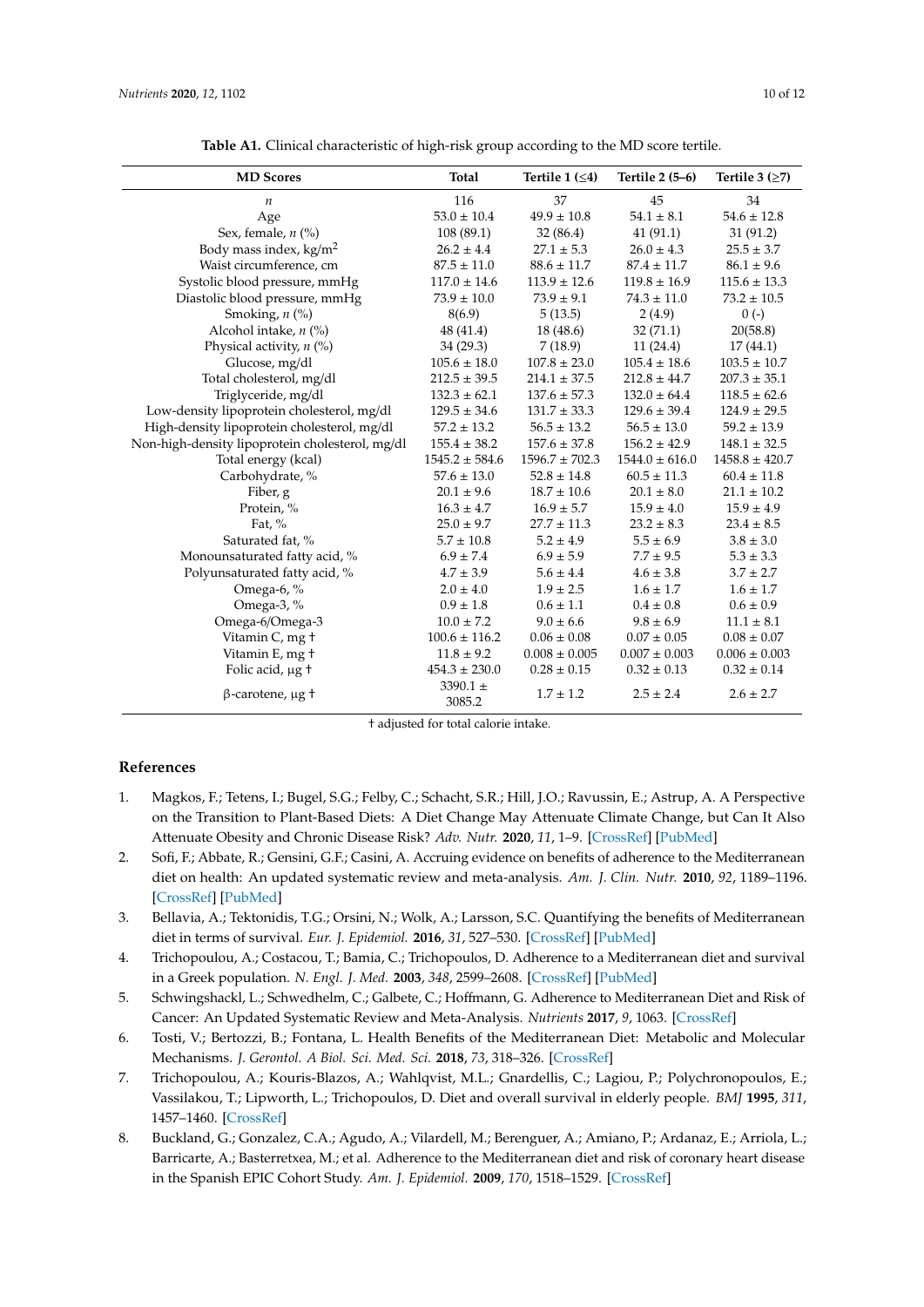**Table A1.** Clinical characteristic of high-risk group according to the MD score tertile.

| MD Scores | Total | Tertile 1 (≤4) | Tertile 2 (5–6) | Tertile 3 (≥7) |
|---|---|---|---|---|
| *n* | 116 | 37 | 45 | 34 |
| Age | 53.0 ± 10.4 | 49.9 ± 10.8 | 54.1 ± 8.1 | 54.6 ± 12.8 |
| Sex, female, *n* (%) | 108 (89.1) | 32 (86.4) | 41 (91.1) | 31 (91.2) |
| Body mass index, kg/m$^2$ | 26.2 ± 4.4 | 27.1 ± 5.3 | 26.0 ± 4.3 | 25.5 ± 3.7 |
| Waist circumference, cm | 87.5 ± 11.0 | 88.6 ± 11.7 | 87.4 ± 11.7 | 86.1 ± 9.6 |
| Systolic blood pressure, mmHg | 117.0 ± 14.6 | 113.9 ± 12.6 | 119.8 ± 16.9 | 115.6 ± 13.3 |
| Diastolic blood pressure, mmHg | 73.9 ± 10.0 | 73.9 ± 9.1 | 74.3 ± 11.0 | 73.2 ± 10.5 |
| Smoking, *n* (%) | 8(6.9) | 5 (13.5) | 2 (4.9) | 0 (-) |
| Alcohol intake, *n* (%) | 48 (41.4) | 18 (48.6) | 32 (71.1) | 20(58.8) |
| Physical activity, *n* (%) | 34 (29.3) | 7 (18.9) | 11 (24.4) | 17 (44.1) |
| Glucose, mg/dl | 105.6 ± 18.0 | 107.8 ± 23.0 | 105.4 ± 18.6 | 103.5 ± 10.7 |
| Total cholesterol, mg/dl | 212.5 ± 39.5 | 214.1 ± 37.5 | 212.8 ± 44.7 | 207.3 ± 35.1 |
| Triglyceride, mg/dl | 132.3 ± 62.1 | 137.6 ± 57.3 | 132.0 ± 64.4 | 118.5 ± 62.6 |
| Low-density lipoprotein cholesterol, mg/dl | 129.5 ± 34.6 | 131.7 ± 33.3 | 129.6 ± 39.4 | 124.9 ± 29.5 |
| High-density lipoprotein cholesterol, mg/dl | 57.2 ± 13.2 | 56.5 ± 13.2 | 56.5 ± 13.0 | 59.2 ± 13.9 |
| Non-high-density lipoprotein cholesterol, mg/dl | 155.4 ± 38.2 | 157.6 ± 37.8 | 156.2 ± 42.9 | 148.1 ± 32.5 |
| Total energy (kcal) | 1545.2 ± 584.6 | 1596.7 ± 702.3 | 1544.0 ± 616.0 | 1458.8 ± 420.7 |
| Carbohydrate, % | 57.6 ± 13.0 | 52.8 ± 14.8 | 60.5 ± 11.3 | 60.4 ± 11.8 |
| Fiber, g | 20.1 ± 9.6 | 18.7 ± 10.6 | 20.1 ± 8.0 | 21.1 ± 10.2 |
| Protein, % | 16.3 ± 4.7 | 16.9 ± 5.7 | 15.9 ± 4.0 | 15.9 ± 4.9 |
| Fat, % | 25.0 ± 9.7 | 27.7 ± 11.3 | 23.2 ± 8.3 | 23.4 ± 8.5 |
| Saturated fat, % | 5.7 ± 10.8 | 5.2 ± 4.9 | 5.5 ± 6.9 | 3.8 ± 3.0 |
| Monounsaturated fatty acid, % | 6.9 ± 7.4 | 6.9 ± 5.9 | 7.7 ± 9.5 | 5.3 ± 3.3 |
| Polyunsaturated fatty acid, % | 4.7 ± 3.9 | 5.6 ± 4.4 | 4.6 ± 3.8 | 3.7 ± 2.7 |
| Omega-6, % | 2.0 ± 4.0 | 1.9 ± 2.5 | 1.6 ± 1.7 | 1.6 ± 1.7 |
| Omega-3, % | 0.9 ± 1.8 | 0.6 ± 1.1 | 0.4 ± 0.8 | 0.6 ± 0.9 |
| Omega-6/Omega-3 | 10.0 ± 7.2 | 9.0 ± 6.6 | 9.8 ± 6.9 | 11.1 ± 8.1 |
| Vitamin C, mg † | 100.6 ± 116.2 | 0.06 ± 0.08 | 0.07 ± 0.05 | 0.08 ± 0.07 |
| Vitamin E, mg † | 11.8 ± 9.2 | 0.008 ± 0.005 | 0.007 ± 0.003 | 0.006 ± 0.003 |
| Folic acid, μg † | 454.3 ± 230.0 | 0.28 ± 0.15 | 0.32 ± 0.13 | 0.32 ± 0.14 |
| β-carotene, μg † | 3390.1 ± 3085.2 | 1.7 ± 1.2 | 2.5 ± 2.4 | 2.6 ± 2.7 |

† adjusted for total calorie intake.

## References

1. Magkos, F.; Tetens, I.; Bugel, S.G.; Felby, C.; Schacht, S.R.; Hill, J.O.; Ravussin, E.; Astrup, A. A Perspective on the Transition to Plant-Based Diets: A Diet Change May Attenuate Climate Change, but Can It Also Attenuate Obesity and Chronic Disease Risk? *Adv. Nutr.* **2020**, *11*, 1–9. [CrossRef] [PubMed]
2. Sofi, F.; Abbate, R.; Gensini, G.F.; Casini, A. Accruing evidence on benefits of adherence to the Mediterranean diet on health: An updated systematic review and meta-analysis. *Am. J. Clin. Nutr.* **2010**, *92*, 1189–1196. [CrossRef] [PubMed]
3. Bellavia, A.; Tektonidis, T.G.; Orsini, N.; Wolk, A.; Larsson, S.C. Quantifying the benefits of Mediterranean diet in terms of survival. *Eur. J. Epidemiol.* **2016**, *31*, 527–530. [CrossRef] [PubMed]
4. Trichopoulou, A.; Costacou, T.; Bamia, C.; Trichopoulos, D. Adherence to a Mediterranean diet and survival in a Greek population. *N. Engl. J. Med.* **2003**, *348*, 2599–2608. [CrossRef] [PubMed]
5. Schwingshackl, L.; Schwedhelm, C.; Galbete, C.; Hoffmann, G. Adherence to Mediterranean Diet and Risk of Cancer: An Updated Systematic Review and Meta-Analysis. *Nutrients* **2017**, *9*, 1063. [CrossRef]
6. Tosti, V.; Bertozzi, B.; Fontana, L. Health Benefits of the Mediterranean Diet: Metabolic and Molecular Mechanisms. *J. Gerontol. A Biol. Sci. Med. Sci.* **2018**, *73*, 318–326. [CrossRef]
7. Trichopoulou, A.; Kouris-Blazos, A.; Wahlqvist, M.L.; Gnardellis, C.; Lagiou, P.; Polychronopoulos, E.; Vassilakou, T.; Lipworth, L.; Trichopoulos, D. Diet and overall survival in elderly people. *BMJ* **1995**, *311*, 1457–1460. [CrossRef]
8. Buckland, G.; Gonzalez, C.A.; Agudo, A.; Vilardell, M.; Berenguer, A.; Amiano, P.; Ardanaz, E.; Arriola, L.; Barricarte, A.; Basterretxea, M.; et al. Adherence to the Mediterranean diet and risk of coronary heart disease in the Spanish EPIC Cohort Study. *Am. J. Epidemiol.* **2009**, *170*, 1518–1529. [CrossRef]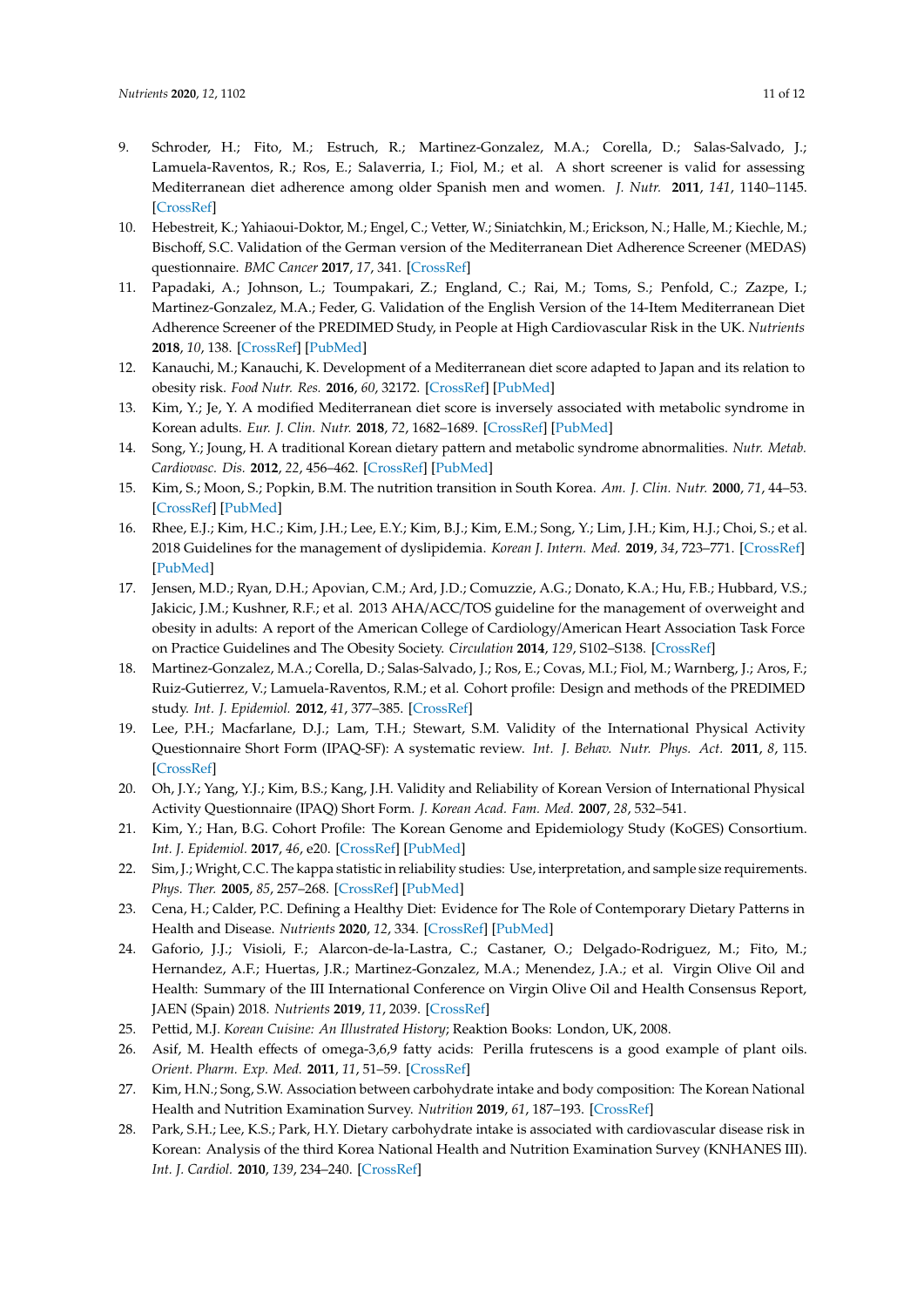9. Schroder, H.; Fito, M.; Estruch, R.; Martinez-Gonzalez, M.A.; Corella, D.; Salas-Salvado, J.; Lamuela-Raventos, R.; Ros, E.; Salaverria, I.; Fiol, M.; et al. A short screener is valid for assessing Mediterranean diet adherence among older Spanish men and women. *J. Nutr.* **2011**, *141*, 1140–1145. [CrossRef]
10. Hebestreit, K.; Yahiaoui-Doktor, M.; Engel, C.; Vetter, W.; Siniatchkin, M.; Erickson, N.; Halle, M.; Kiechle, M.; Bischoff, S.C. Validation of the German version of the Mediterranean Diet Adherence Screener (MEDAS) questionnaire. *BMC Cancer* **2017**, *17*, 341. [CrossRef]
11. Papadaki, A.; Johnson, L.; Toumpakari, Z.; England, C.; Rai, M.; Toms, S.; Penfold, C.; Zazpe, I.; Martinez-Gonzalez, M.A.; Feder, G. Validation of the English Version of the 14-Item Mediterranean Diet Adherence Screener of the PREDIMED Study, in People at High Cardiovascular Risk in the UK. *Nutrients* **2018**, *10*, 138. [CrossRef] [PubMed]
12. Kanauchi, M.; Kanauchi, K. Development of a Mediterranean diet score adapted to Japan and its relation to obesity risk. *Food Nutr. Res.* **2016**, *60*, 32172. [CrossRef] [PubMed]
13. Kim, Y.; Je, Y. A modified Mediterranean diet score is inversely associated with metabolic syndrome in Korean adults. *Eur. J. Clin. Nutr.* **2018**, *72*, 1682–1689. [CrossRef] [PubMed]
14. Song, Y.; Joung, H. A traditional Korean dietary pattern and metabolic syndrome abnormalities. *Nutr. Metab. Cardiovasc. Dis.* **2012**, *22*, 456–462. [CrossRef] [PubMed]
15. Kim, S.; Moon, S.; Popkin, B.M. The nutrition transition in South Korea. *Am. J. Clin. Nutr.* **2000**, *71*, 44–53. [CrossRef] [PubMed]
16. Rhee, E.J.; Kim, H.C.; Kim, J.H.; Lee, E.Y.; Kim, B.J.; Kim, E.M.; Song, Y.; Lim, J.H.; Kim, H.J.; Choi, S.; et al. 2018 Guidelines for the management of dyslipidemia. *Korean J. Intern. Med.* **2019**, *34*, 723–771. [CrossRef] [PubMed]
17. Jensen, M.D.; Ryan, D.H.; Apovian, C.M.; Ard, J.D.; Comuzzie, A.G.; Donato, K.A.; Hu, F.B.; Hubbard, V.S.; Jakicic, J.M.; Kushner, R.F.; et al. 2013 AHA/ACC/TOS guideline for the management of overweight and obesity in adults: A report of the American College of Cardiology/American Heart Association Task Force on Practice Guidelines and The Obesity Society. *Circulation* **2014**, *129*, S102–S138. [CrossRef]
18. Martinez-Gonzalez, M.A.; Corella, D.; Salas-Salvado, J.; Ros, E.; Covas, M.I.; Fiol, M.; Warnberg, J.; Aros, F.; Ruiz-Gutierrez, V.; Lamuela-Raventos, R.M.; et al. Cohort profile: Design and methods of the PREDIMED study. *Int. J. Epidemiol.* **2012**, *41*, 377–385. [CrossRef]
19. Lee, P.H.; Macfarlane, D.J.; Lam, T.H.; Stewart, S.M. Validity of the International Physical Activity Questionnaire Short Form (IPAQ-SF): A systematic review. *Int. J. Behav. Nutr. Phys. Act.* **2011**, *8*, 115. [CrossRef]
20. Oh, J.Y.; Yang, Y.J.; Kim, B.S.; Kang, J.H. Validity and Reliability of Korean Version of International Physical Activity Questionnaire (IPAQ) Short Form. *J. Korean Acad. Fam. Med.* **2007**, *28*, 532–541.
21. Kim, Y.; Han, B.G. Cohort Profile: The Korean Genome and Epidemiology Study (KoGES) Consortium. *Int. J. Epidemiol.* **2017**, *46*, e20. [CrossRef] [PubMed]
22. Sim, J.; Wright, C.C. The kappa statistic in reliability studies: Use, interpretation, and sample size requirements. *Phys. Ther.* **2005**, *85*, 257–268. [CrossRef] [PubMed]
23. Cena, H.; Calder, P.C. Defining a Healthy Diet: Evidence for The Role of Contemporary Dietary Patterns in Health and Disease. *Nutrients* **2020**, *12*, 334. [CrossRef] [PubMed]
24. Gaforio, J.J.; Visioli, F.; Alarcon-de-la-Lastra, C.; Castaner, O.; Delgado-Rodriguez, M.; Fito, M.; Hernandez, A.F.; Huertas, J.R.; Martinez-Gonzalez, M.A.; Menendez, J.A.; et al. Virgin Olive Oil and Health: Summary of the III International Conference on Virgin Olive Oil and Health Consensus Report, JAEN (Spain) 2018. *Nutrients* **2019**, *11*, 2039. [CrossRef]
25. Pettid, M.J. *Korean Cuisine: An Illustrated History*; Reaktion Books: London, UK, 2008.
26. Asif, M. Health effects of omega-3,6,9 fatty acids: Perilla frutescens is a good example of plant oils. *Orient. Pharm. Exp. Med.* **2011**, *11*, 51–59. [CrossRef]
27. Kim, H.N.; Song, S.W. Association between carbohydrate intake and body composition: The Korean National Health and Nutrition Examination Survey. *Nutrition* **2019**, *61*, 187–193. [CrossRef]
28. Park, S.H.; Lee, K.S.; Park, H.Y. Dietary carbohydrate intake is associated with cardiovascular disease risk in Korean: Analysis of the third Korea National Health and Nutrition Examination Survey (KNHANES III). *Int. J. Cardiol.* **2010**, *139*, 234–240. [CrossRef]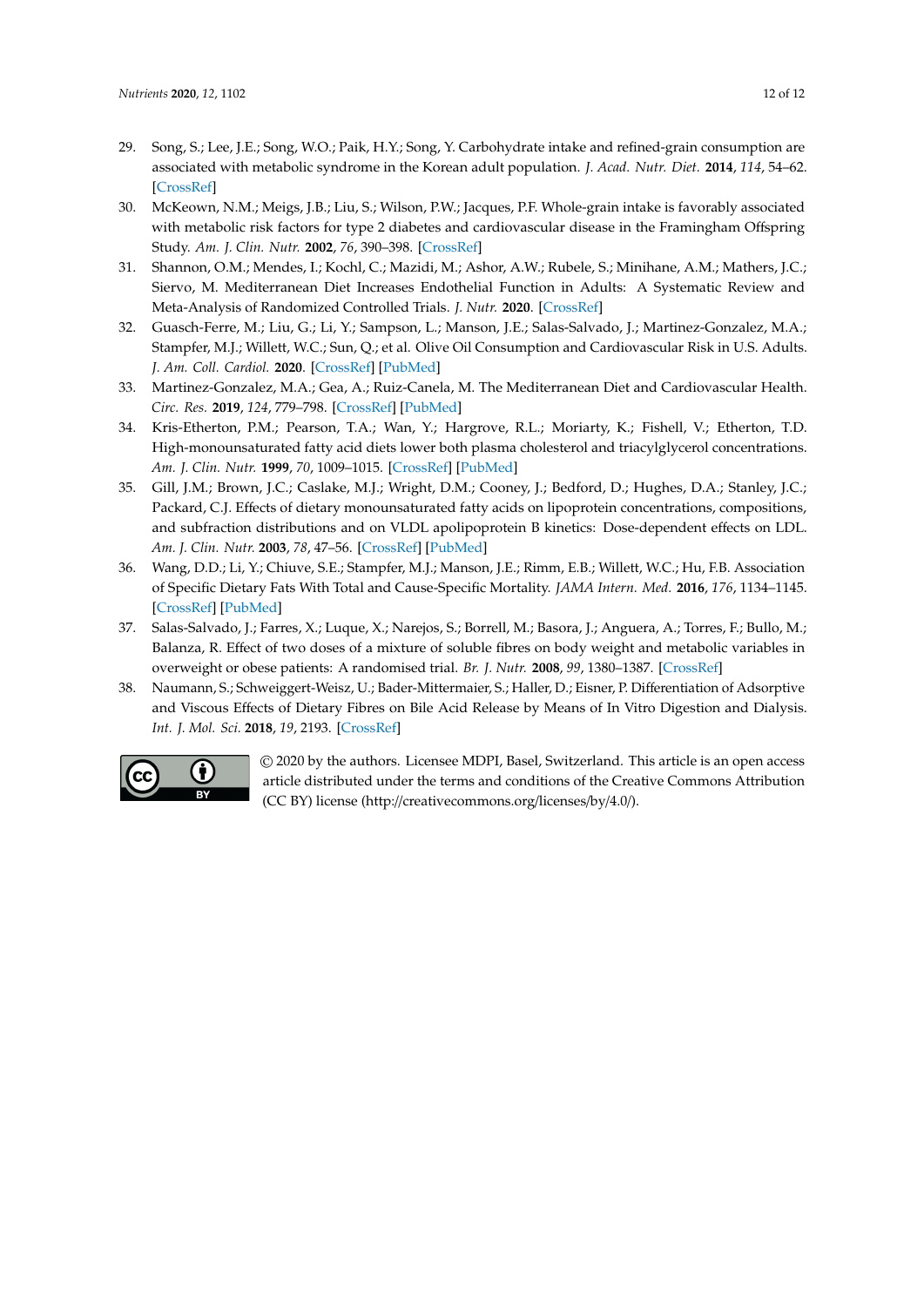29. Song, S.; Lee, J.E.; Song, W.O.; Paik, H.Y.; Song, Y. Carbohydrate intake and refined-grain consumption are associated with metabolic syndrome in the Korean adult population. *J. Acad. Nutr. Diet.* **2014**, *114*, 54–62. [CrossRef]
30. McKeown, N.M.; Meigs, J.B.; Liu, S.; Wilson, P.W.; Jacques, P.F. Whole-grain intake is favorably associated with metabolic risk factors for type 2 diabetes and cardiovascular disease in the Framingham Offspring Study. *Am. J. Clin. Nutr.* **2002**, *76*, 390–398. [CrossRef]
31. Shannon, O.M.; Mendes, I.; Kochl, C.; Mazidi, M.; Ashor, A.W.; Rubele, S.; Minihane, A.M.; Mathers, J.C.; Siervo, M. Mediterranean Diet Increases Endothelial Function in Adults: A Systematic Review and Meta-Analysis of Randomized Controlled Trials. *J. Nutr.* **2020**. [CrossRef]
32. Guasch-Ferre, M.; Liu, G.; Li, Y.; Sampson, L.; Manson, J.E.; Salas-Salvado, J.; Martinez-Gonzalez, M.A.; Stampfer, M.J.; Willett, W.C.; Sun, Q.; et al. Olive Oil Consumption and Cardiovascular Risk in U.S. Adults. *J. Am. Coll. Cardiol.* **2020**. [CrossRef] [PubMed]
33. Martinez-Gonzalez, M.A.; Gea, A.; Ruiz-Canela, M. The Mediterranean Diet and Cardiovascular Health. *Circ. Res.* **2019**, *124*, 779–798. [CrossRef] [PubMed]
34. Kris-Etherton, P.M.; Pearson, T.A.; Wan, Y.; Hargrove, R.L.; Moriarty, K.; Fishell, V.; Etherton, T.D. High-monounsaturated fatty acid diets lower both plasma cholesterol and triacylglycerol concentrations. *Am. J. Clin. Nutr.* **1999**, *70*, 1009–1015. [CrossRef] [PubMed]
35. Gill, J.M.; Brown, J.C.; Caslake, M.J.; Wright, D.M.; Cooney, J.; Bedford, D.; Hughes, D.A.; Stanley, J.C.; Packard, C.J. Effects of dietary monounsaturated fatty acids on lipoprotein concentrations, compositions, and subfraction distributions and on VLDL apolipoprotein B kinetics: Dose-dependent effects on LDL. *Am. J. Clin. Nutr.* **2003**, *78*, 47–56. [CrossRef] [PubMed]
36. Wang, D.D.; Li, Y.; Chiuve, S.E.; Stampfer, M.J.; Manson, J.E.; Rimm, E.B.; Willett, W.C.; Hu, F.B. Association of Specific Dietary Fats With Total and Cause-Specific Mortality. *JAMA Intern. Med.* **2016**, *176*, 1134–1145. [CrossRef] [PubMed]
37. Salas-Salvado, J.; Farres, X.; Luque, X.; Narejos, S.; Borrell, M.; Basora, J.; Anguera, A.; Torres, F.; Bullo, M.; Balanza, R. Effect of two doses of a mixture of soluble fibres on body weight and metabolic variables in overweight or obese patients: A randomised trial. *Br. J. Nutr.* **2008**, *99*, 1380–1387. [CrossRef]
38. Naumann, S.; Schweiggert-Weisz, U.; Bader-Mittermaier, S.; Haller, D.; Eisner, P. Differentiation of Adsorptive and Viscous Effects of Dietary Fibres on Bile Acid Release by Means of In Vitro Digestion and Dialysis. *Int. J. Mol. Sci.* **2018**, *19*, 2193. [CrossRef]

© 2020 by the authors. Licensee MDPI, Basel, Switzerland. This article is an open access article distributed under the terms and conditions of the Creative Commons Attribution (CC BY) license (http://creativecommons.org/licenses/by/4.0/).